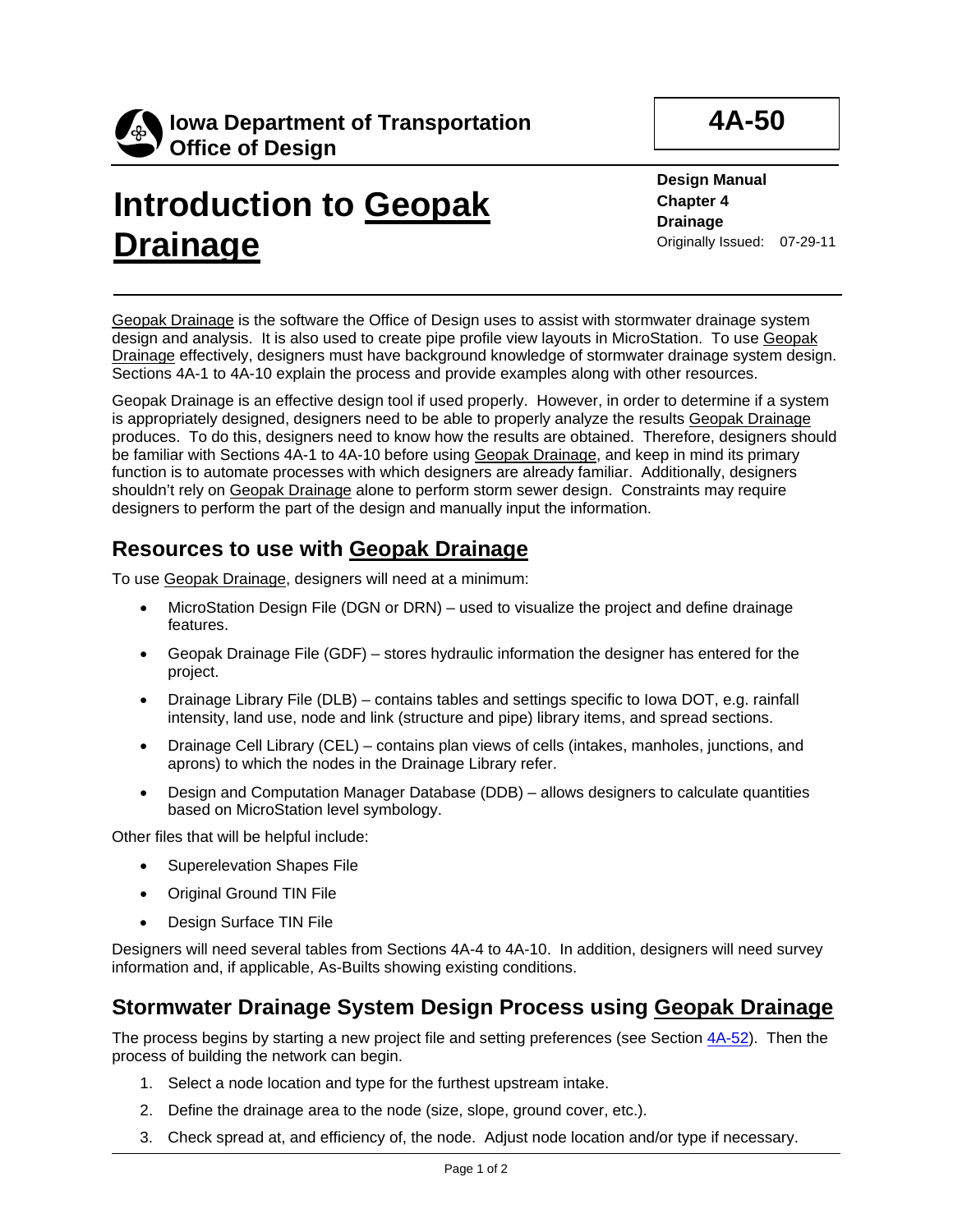**Iowa Department of Transportation**
**Office of Design**

**4A-50**

# Introduction to Geopak Drainage

**Design Manual**
**Chapter 4**
**Drainage**
Originally Issued: 07-29-11

Geopak Drainage is the software the Office of Design uses to assist with stormwater drainage system design and analysis. It is also used to create pipe profile view layouts in MicroStation. To use Geopak Drainage effectively, designers must have background knowledge of stormwater drainage system design. Sections 4A-1 to 4A-10 explain the process and provide examples along with other resources.

Geopak Drainage is an effective design tool if used properly. However, in order to determine if a system is appropriately designed, designers need to be able to properly analyze the results Geopak Drainage produces. To do this, designers need to know how the results are obtained. Therefore, designers should be familiar with Sections 4A-1 to 4A-10 before using Geopak Drainage, and keep in mind its primary function is to automate processes with which designers are already familiar. Additionally, designers shouldn't rely on Geopak Drainage alone to perform storm sewer design. Constraints may require designers to perform the part of the design and manually input the information.

## Resources to use with Geopak Drainage

To use Geopak Drainage, designers will need at a minimum:

- MicroStation Design File (DGN or DRN) – used to visualize the project and define drainage features.
- Geopak Drainage File (GDF) – stores hydraulic information the designer has entered for the project.
- Drainage Library File (DLB) – contains tables and settings specific to Iowa DOT, e.g. rainfall intensity, land use, node and link (structure and pipe) library items, and spread sections.
- Drainage Cell Library (CEL) – contains plan views of cells (intakes, manholes, junctions, and aprons) to which the nodes in the Drainage Library refer.
- Design and Computation Manager Database (DDB) – allows designers to calculate quantities based on MicroStation level symbology.

Other files that will be helpful include:

- Superelevation Shapes File
- Original Ground TIN File
- Design Surface TIN File

Designers will need several tables from Sections 4A-4 to 4A-10. In addition, designers will need survey information and, if applicable, As-Builts showing existing conditions.

## Stormwater Drainage System Design Process using Geopak Drainage

The process begins by starting a new project file and setting preferences (see Section 4A-52). Then the process of building the network can begin.

1. Select a node location and type for the furthest upstream intake.
2. Define the drainage area to the node (size, slope, ground cover, etc.).
3. Check spread at, and efficiency of, the node. Adjust node location and/or type if necessary.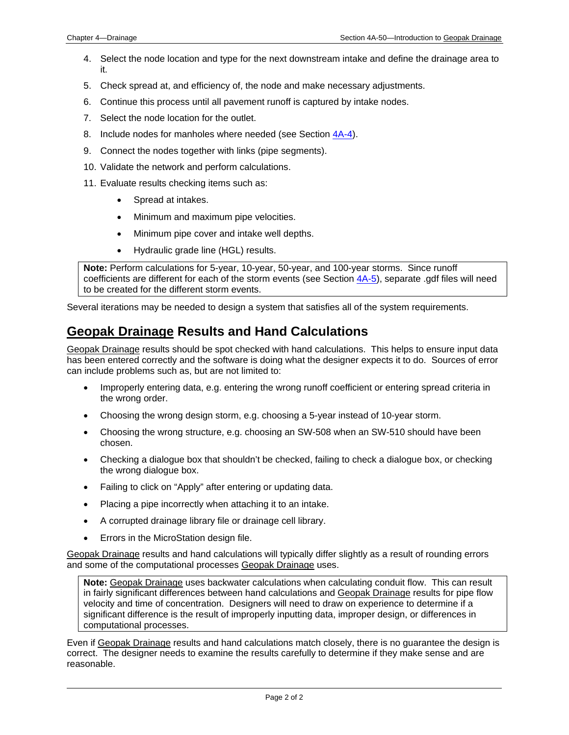4. Select the node location and type for the next downstream intake and define the drainage area to it.
5. Check spread at, and efficiency of, the node and make necessary adjustments.
6. Continue this process until all pavement runoff is captured by intake nodes.
7. Select the node location for the outlet.
8. Include nodes for manholes where needed (see Section 4A-4).
9. Connect the nodes together with links (pipe segments).
10. Validate the network and perform calculations.
11. Evaluate results checking items such as:
    - Spread at intakes.
    - Minimum and maximum pipe velocities.
    - Minimum pipe cover and intake well depths.
    - Hydraulic grade line (HGL) results.

> **Note:** Perform calculations for 5-year, 10-year, 50-year, and 100-year storms. Since runoff coefficients are different for each of the storm events (see Section 4A-5), separate .gdf files will need to be created for the different storm events.

Several iterations may be needed to design a system that satisfies all of the system requirements.

## Geopak Drainage Results and Hand Calculations

Geopak Drainage results should be spot checked with hand calculations. This helps to ensure input data has been entered correctly and the software is doing what the designer expects it to do. Sources of error can include problems such as, but are not limited to:

- Improperly entering data, e.g. entering the wrong runoff coefficient or entering spread criteria in the wrong order.
- Choosing the wrong design storm, e.g. choosing a 5-year instead of 10-year storm.
- Choosing the wrong structure, e.g. choosing an SW-508 when an SW-510 should have been chosen.
- Checking a dialogue box that shouldn't be checked, failing to check a dialogue box, or checking the wrong dialogue box.
- Failing to click on "Apply" after entering or updating data.
- Placing a pipe incorrectly when attaching it to an intake.
- A corrupted drainage library file or drainage cell library.
- Errors in the MicroStation design file.

Geopak Drainage results and hand calculations will typically differ slightly as a result of rounding errors and some of the computational processes Geopak Drainage uses.

> **Note:** Geopak Drainage uses backwater calculations when calculating conduit flow. This can result in fairly significant differences between hand calculations and Geopak Drainage results for pipe flow velocity and time of concentration. Designers will need to draw on experience to determine if a significant difference is the result of improperly inputting data, improper design, or differences in computational processes.

Even if Geopak Drainage results and hand calculations match closely, there is no guarantee the design is correct. The designer needs to examine the results carefully to determine if they make sense and are reasonable.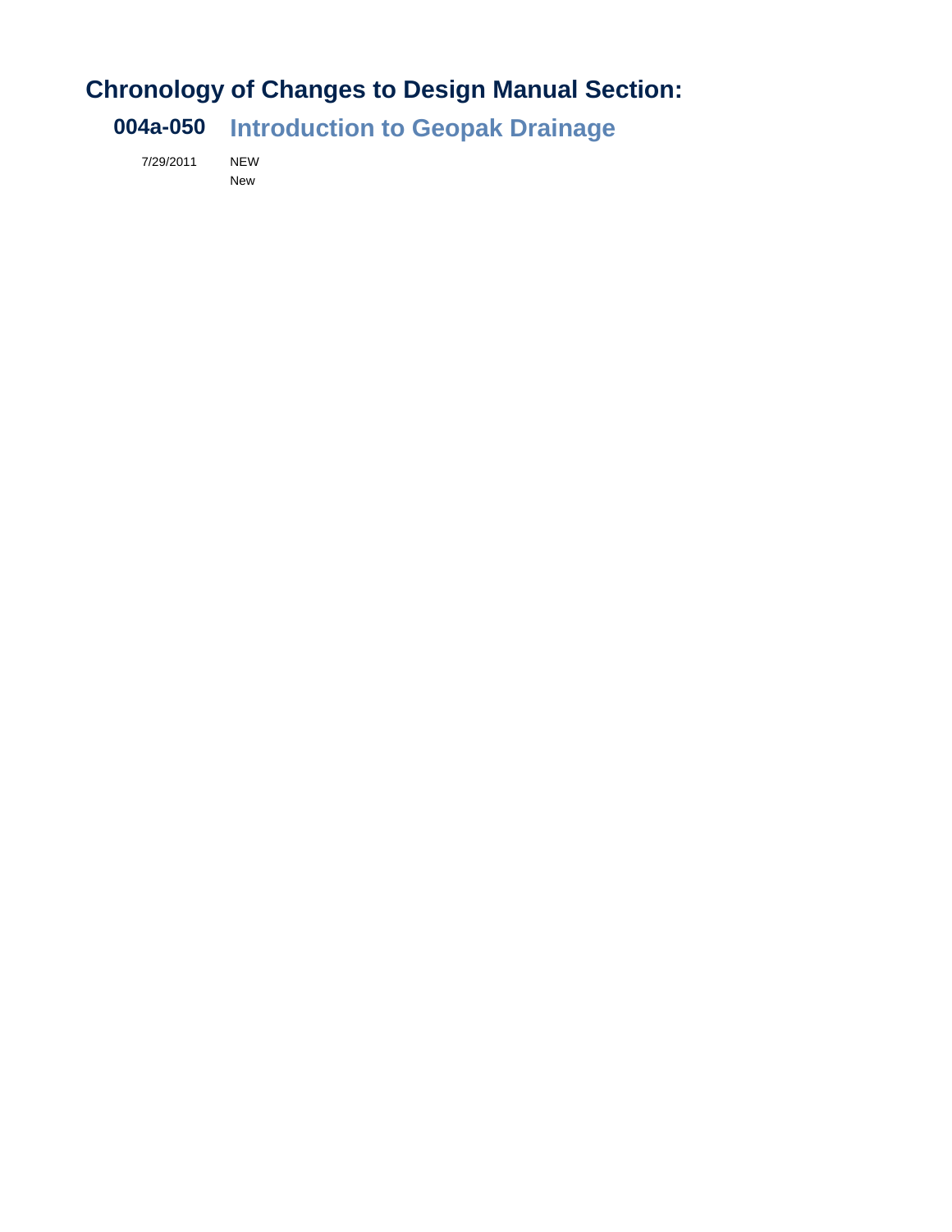# Chronology of Changes to Design Manual Section:

## 004a-050 Introduction to Geopak Drainage

| | |
|---|---|
| 7/29/2011 | NEW<br>New |